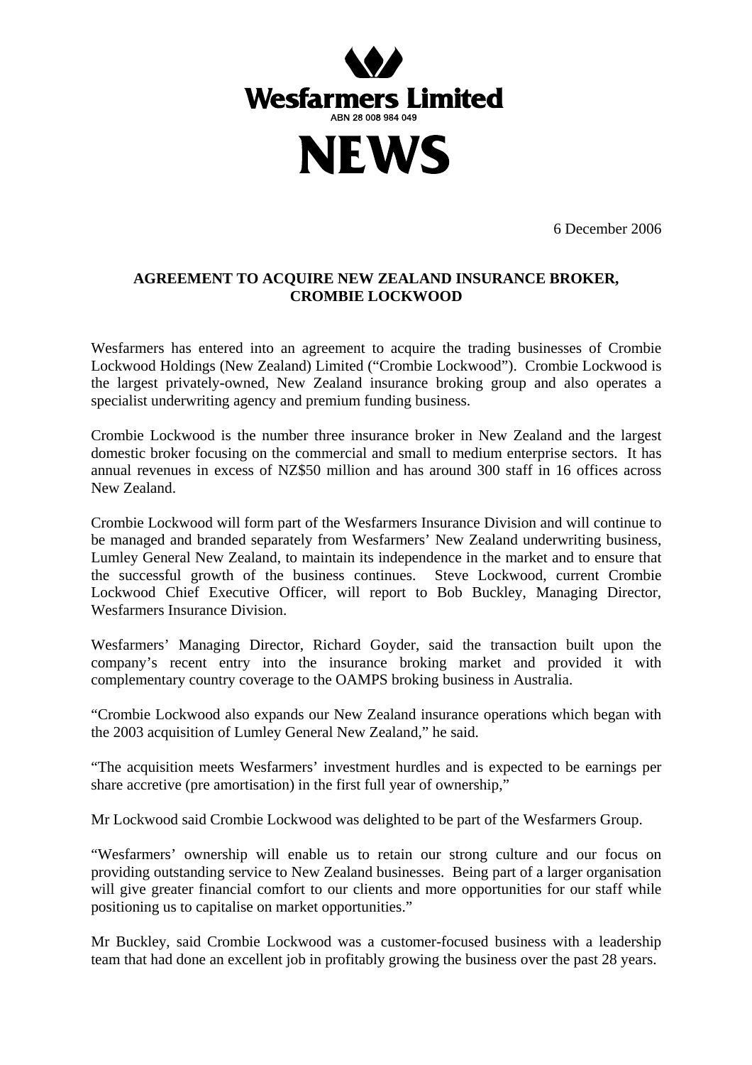**Wesfarmers Limited**

ABN 28 008 984 049

# NEWS

6 December 2006

## AGREEMENT TO ACQUIRE NEW ZEALAND INSURANCE BROKER, CROMBIE LOCKWOOD

Wesfarmers has entered into an agreement to acquire the trading businesses of Crombie Lockwood Holdings (New Zealand) Limited ("Crombie Lockwood"). Crombie Lockwood is the largest privately-owned, New Zealand insurance broking group and also operates a specialist underwriting agency and premium funding business.

Crombie Lockwood is the number three insurance broker in New Zealand and the largest domestic broker focusing on the commercial and small to medium enterprise sectors. It has annual revenues in excess of NZ$50 million and has around 300 staff in 16 offices across New Zealand.

Crombie Lockwood will form part of the Wesfarmers Insurance Division and will continue to be managed and branded separately from Wesfarmers' New Zealand underwriting business, Lumley General New Zealand, to maintain its independence in the market and to ensure that the successful growth of the business continues. Steve Lockwood, current Crombie Lockwood Chief Executive Officer, will report to Bob Buckley, Managing Director, Wesfarmers Insurance Division.

Wesfarmers' Managing Director, Richard Goyder, said the transaction built upon the company's recent entry into the insurance broking market and provided it with complementary country coverage to the OAMPS broking business in Australia.

"Crombie Lockwood also expands our New Zealand insurance operations which began with the 2003 acquisition of Lumley General New Zealand," he said.

"The acquisition meets Wesfarmers' investment hurdles and is expected to be earnings per share accretive (pre amortisation) in the first full year of ownership,"

Mr Lockwood said Crombie Lockwood was delighted to be part of the Wesfarmers Group.

"Wesfarmers' ownership will enable us to retain our strong culture and our focus on providing outstanding service to New Zealand businesses. Being part of a larger organisation will give greater financial comfort to our clients and more opportunities for our staff while positioning us to capitalise on market opportunities."

Mr Buckley, said Crombie Lockwood was a customer-focused business with a leadership team that had done an excellent job in profitably growing the business over the past 28 years.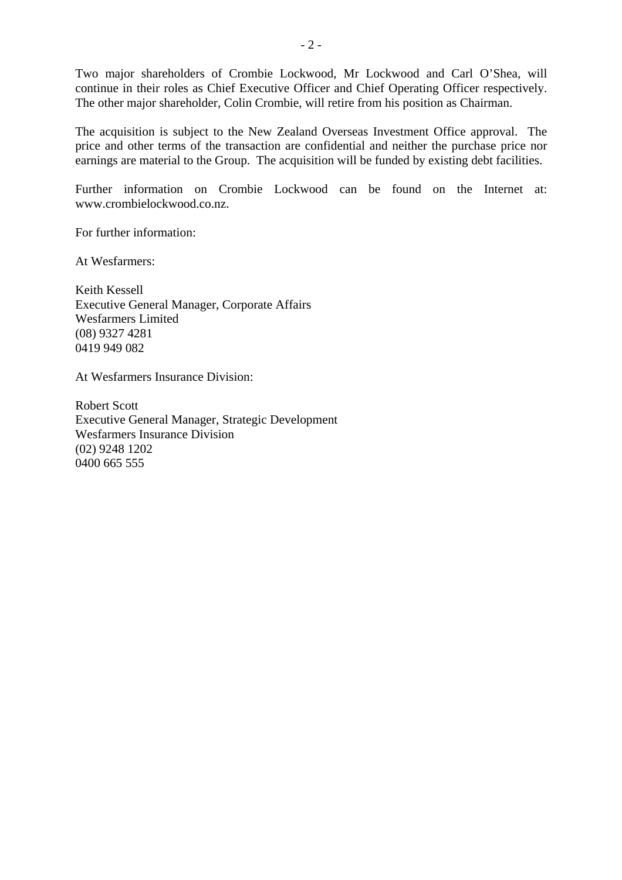Two major shareholders of Crombie Lockwood, Mr Lockwood and Carl O'Shea, will continue in their roles as Chief Executive Officer and Chief Operating Officer respectively. The other major shareholder, Colin Crombie, will retire from his position as Chairman.

The acquisition is subject to the New Zealand Overseas Investment Office approval. The price and other terms of the transaction are confidential and neither the purchase price nor earnings are material to the Group. The acquisition will be funded by existing debt facilities.

Further information on Crombie Lockwood can be found on the Internet at: www.crombielockwood.co.nz.

For further information:

At Wesfarmers:

Keith Kessell
Executive General Manager, Corporate Affairs
Wesfarmers Limited
(08) 9327 4281
0419 949 082

At Wesfarmers Insurance Division:

Robert Scott
Executive General Manager, Strategic Development
Wesfarmers Insurance Division
(02) 9248 1202
0400 665 555